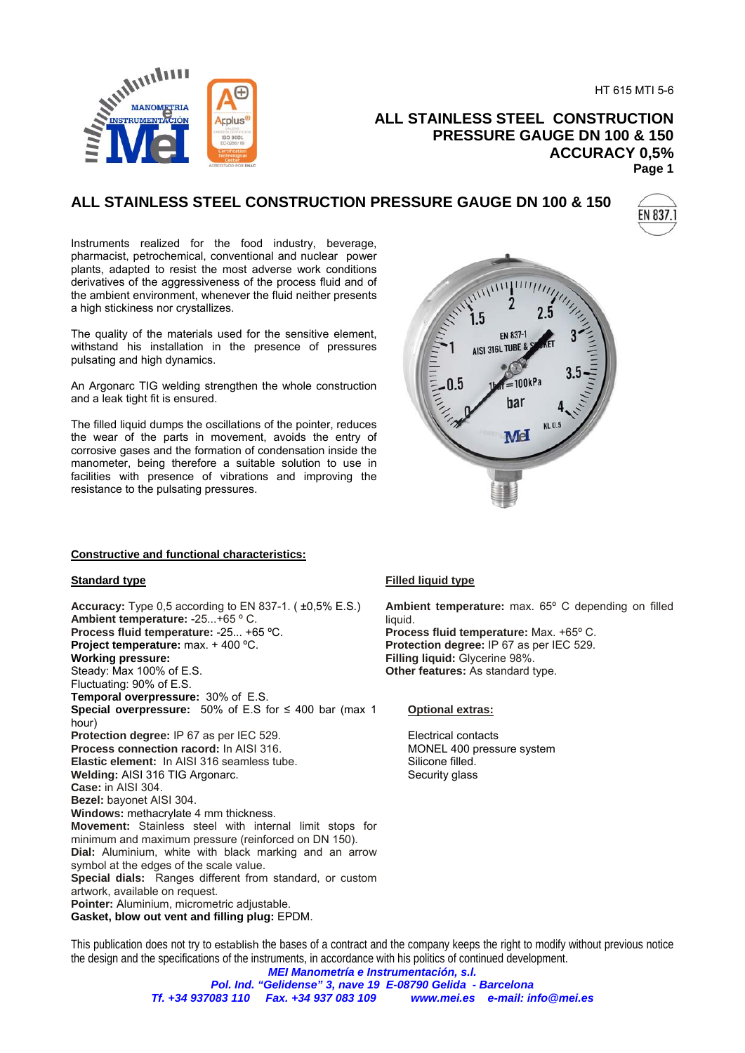HT 615 MTI 5-6

# ALL STAINLESS STEEL CONSTRUCTION PRESSURE GAUGE DN 100 & 150 ACCURACY 0,5%

**Page 1**

## ALL STAINLESS STEEL CONSTRUCTION PRESSURE GAUGE DN 100 & 150

EN 837.1

Instruments realized for the food industry, beverage, pharmacist, petrochemical, conventional and nuclear power plants, adapted to resist the most adverse work conditions derivatives of the aggressiveness of the process fluid and of the ambient environment, whenever the fluid neither presents a high stickiness nor crystallizes.

The quality of the materials used for the sensitive element, withstand his installation in the presence of pressures pulsating and high dynamics.

An Argonarc TIG welding strengthen the whole construction and a leak tight fit is ensured.

The filled liquid dumps the oscillations of the pointer, reduces the wear of the parts in movement, avoids the entry of corrosive gases and the formation of condensation inside the manometer, being therefore a suitable solution to use in facilities with presence of vibrations and improving the resistance to the pulsating pressures.

### Constructive and functional characteristics:

#### Standard type

**Accuracy:** Type 0,5 according to EN 837-1. ( ±0,5% E.S.)
**Ambient temperature:** -25...+65 º C.
**Process fluid temperature:** -25... +65 ºC.
**Project temperature:** max. + 400 ºC.
**Working pressure:**
Steady: Max 100% of E.S.
Fluctuating: 90% of E.S.
**Temporal overpressure:** 30% of E.S.
**Special overpressure:** 50% of E.S for ≤ 400 bar (max 1 hour)
**Protection degree:** IP 67 as per IEC 529.
**Process connection racord:** In AISI 316.
**Elastic element:** In AISI 316 seamless tube.
**Welding:** AISI 316 TIG Argonarc.
**Case:** in AISI 304.
**Bezel:** bayonet AISI 304.
**Windows:** methacrylate 4 mm thickness.
**Movement:** Stainless steel with internal limit stops for minimum and maximum pressure (reinforced on DN 150).
**Dial:** Aluminium, white with black marking and an arrow symbol at the edges of the scale value.
**Special dials:** Ranges different from standard, or custom artwork, available on request.
**Pointer:** Aluminium, micrometric adjustable.
**Gasket, blow out vent and filling plug:** EPDM.

#### Filled liquid type

**Ambient temperature:** max. 65º C depending on filled liquid.
**Process fluid temperature:** Max. +65º C.
**Protection degree:** IP 67 as per IEC 529.
**Filling liquid:** Glycerine 98%.
**Other features:** As standard type.

#### Optional extras:

Electrical contacts
MONEL 400 pressure system
Silicone filled.
Security glass

This publication does not try to establish the bases of a contract and the company keeps the right to modify without previous notice the design and the specifications of the instruments, in accordance with his politics of continued development.

*MEI Manometría e Instrumentación, s.l.*
*Pol. Ind. "Gelidense" 3, nave 19 E-08790 Gelida - Barcelona*
*Tf. +34 937083 110 Fax. +34 937 083 109 www.mei.es e-mail: info@mei.es*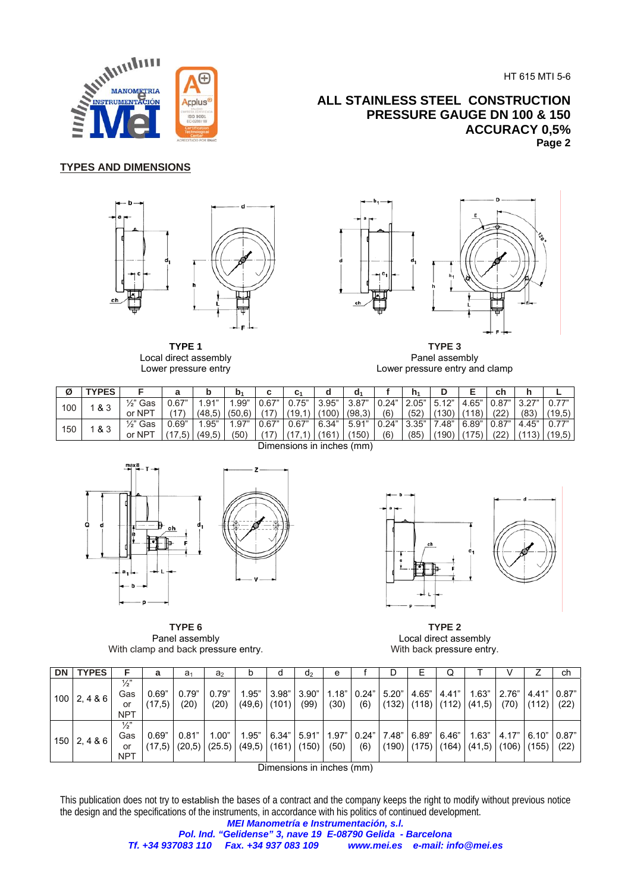# ALL STAINLESS STEEL CONSTRUCTION PRESSURE GAUGE DN 100 & 150
## ACCURACY 0,5%

## TYPES AND DIMENSIONS

**TYPE 1**
Local direct assembly
Lower pressure entry

**TYPE 3**
Panel assembly
Lower pressure entry and clamp

| Ø | TYPES | F | a | b | $b_1$ | c | $c_1$ | d | $d_1$ | f | $h_1$ | D | E | ch | h | L |
|---|---|---|---|---|---|---|---|---|---|---|---|---|---|---|---|---|
| 100 | 1 & 3 | ½" Gas or NPT | 0.67" (17) | 1.91" (48,5) | 1.99" (50,6) | 0.67" (17) | 0.75" (19,1) | 3.95" (100) | 3.87" (98,3) | 0.24" (6) | 2.05" (52) | 5.12" (130) | 4.65" (118) | 0.87" (22) | 3.27" (83) | 0.77" (19,5) |
| 150 | 1 & 3 | ½" Gas or NPT | 0.69" (17,5) | 1.95" (49,5) | 1.97" (50) | 0.67" (17) | 0.67" (17,1) | 6.34" (161) | 5.91" (150) | 0.24" (6) | 3.35" (85) | 7.48" (190) | 6.89" (175) | 0.87" (22) | 4.45" (113) | 0.77" (19,5) |

Dimensions in inches (mm)

**TYPE 6**
Panel assembly
With clamp and back pressure entry.

**TYPE 2**
Local direct assembly
With back pressure entry.

| DN | TYPES | F | a | $a_1$ | $a_2$ | b | d | $d_2$ | e | f | D | E | Q | T | V | Z | ch |
|---|---|---|---|---|---|---|---|---|---|---|---|---|---|---|---|---|---|
| 100 | 2, 4 & 6 | ½" Gas or NPT | 0.69" (17,5) | 0.79" (20) | 0.79" (20) | 1.95" (49,6) | 3.98" (101) | 3.90" (99) | 1.18" (30) | 0.24" (6) | 5.20" (132) | 4.65" (118) | 4.41" (112) | 1.63" (41,5) | 2.76" (70) | 4.41" (112) | 0.87" (22) |
| 150 | 2, 4 & 6 | ½" Gas or NPT | 0.69" (17,5) | 0.81" (20,5) | 1.00" (25.5) | 1.95" (49,5) | 6.34" (161) | 5.91" (150) | 1.97" (50) | 0.24" (6) | 7.48" (190) | 6.89" (175) | 6.46" (164) | 1.63" (41,5) | 4.17" (106) | 6.10" (155) | 0.87" (22) |

Dimensions in inches (mm)

This publication does not try to establish the bases of a contract and the company keeps the right to modify without previous notice the design and the specifications of the instruments, in accordance with his politics of continued development.

***MEI Manometría e Instrumentación, s.l.***
***Pol. Ind. "Gelidense" 3, nave 19 E-08790 Gelida - Barcelona***
***Tf. +34 937083 110 Fax. +34 937 083 109 www.mei.es e-mail: info@mei.es***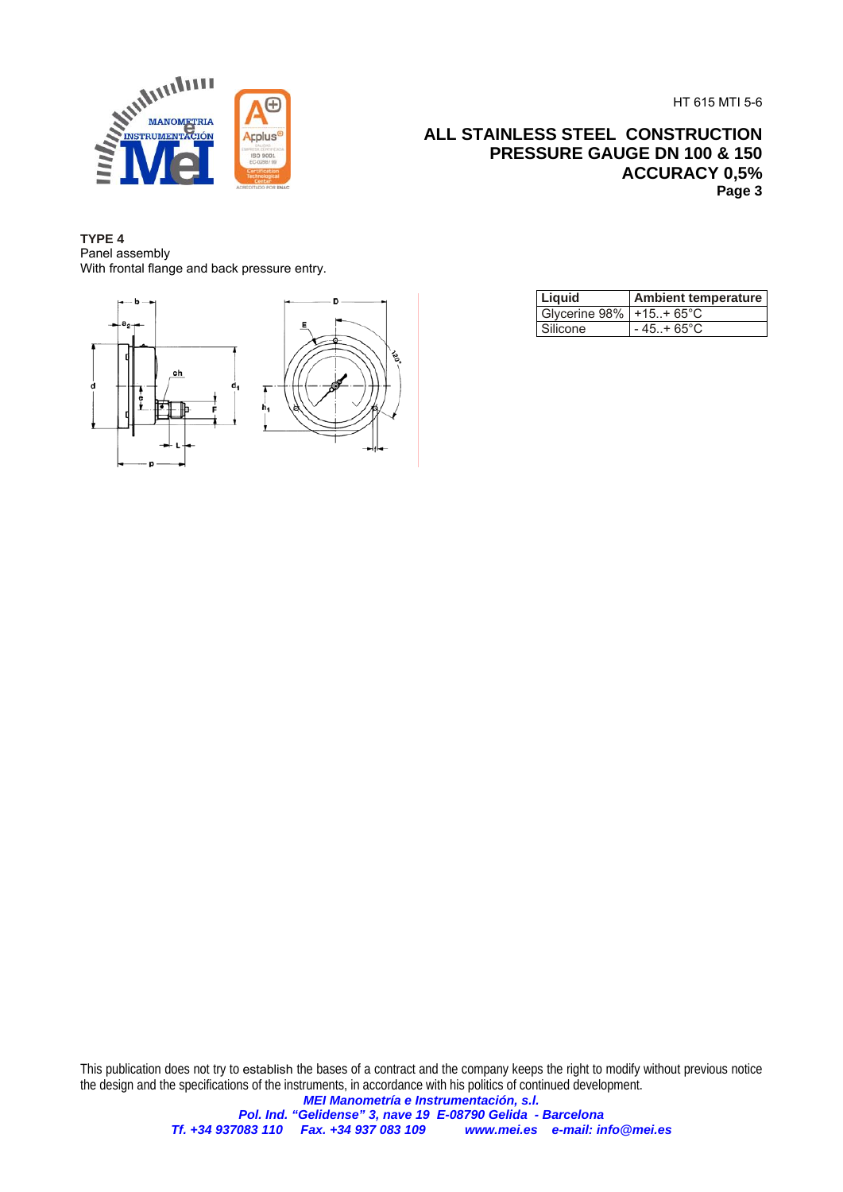# ALL STAINLESS STEEL CONSTRUCTION PRESSURE GAUGE DN 100 & 150 ACCURACY 0,5%

**TYPE 4**
Panel assembly
With frontal flange and back pressure entry.

| Liquid | Ambient temperature |
|---|---|
| Glycerine 98% | +15..+ 65°C |
| Silicone | - 45..+ 65°C |

This publication does not try to establish the bases of a contract and the company keeps the right to modify without previous notice the design and the specifications of the instruments, in accordance with his politics of continued development.

***MEI Manometría e Instrumentación, s.l.***
***Pol. Ind. "Gelidense" 3, nave 19 E-08790 Gelida - Barcelona***
***Tf. +34 937083 110 Fax. +34 937 083 109 www.mei.es e-mail: info@mei.es***